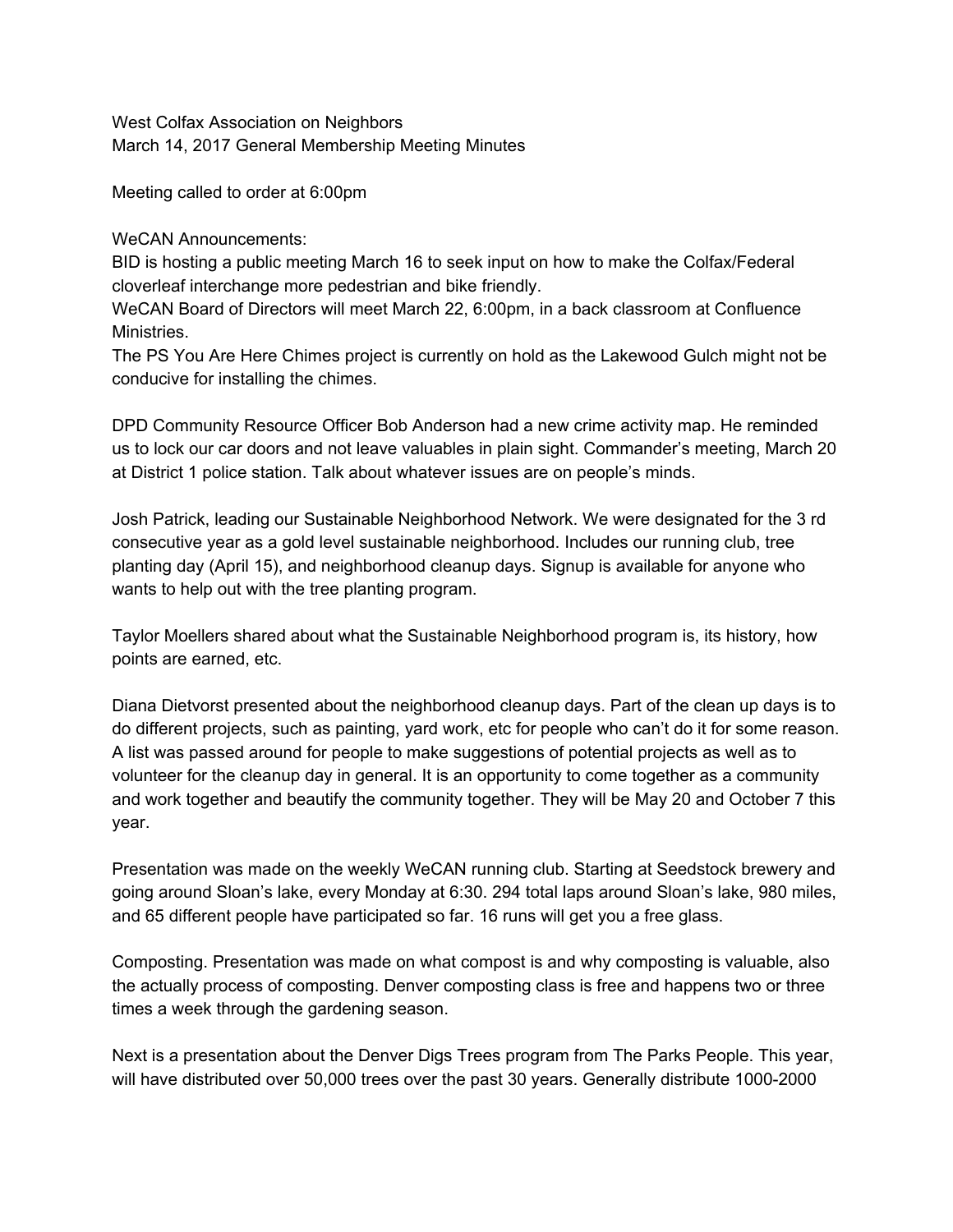West Colfax Association on Neighbors
March 14, 2017 General Membership Meeting Minutes

Meeting called to order at 6:00pm

WeCAN Announcements:
BID is hosting a public meeting March 16 to seek input on how to make the Colfax/Federal cloverleaf interchange more pedestrian and bike friendly.
WeCAN Board of Directors will meet March 22, 6:00pm, in a back classroom at Confluence Ministries.
The PS You Are Here Chimes project is currently on hold as the Lakewood Gulch might not be conducive for installing the chimes.

DPD Community Resource Officer Bob Anderson had a new crime activity map. He reminded us to lock our car doors and not leave valuables in plain sight. Commander's meeting, March 20 at District 1 police station. Talk about whatever issues are on people's minds.

Josh Patrick, leading our Sustainable Neighborhood Network. We were designated for the 3 rd consecutive year as a gold level sustainable neighborhood. Includes our running club, tree planting day (April 15), and neighborhood cleanup days. Signup is available for anyone who wants to help out with the tree planting program.

Taylor Moellers shared about what the Sustainable Neighborhood program is, its history, how points are earned, etc.

Diana Dietvorst presented about the neighborhood cleanup days. Part of the clean up days is to do different projects, such as painting, yard work, etc for people who can't do it for some reason. A list was passed around for people to make suggestions of potential projects as well as to volunteer for the cleanup day in general. It is an opportunity to come together as a community and work together and beautify the community together. They will be May 20 and October 7 this year.

Presentation was made on the weekly WeCAN running club. Starting at Seedstock brewery and going around Sloan's lake, every Monday at 6:30. 294 total laps around Sloan's lake, 980 miles, and 65 different people have participated so far. 16 runs will get you a free glass.

Composting. Presentation was made on what compost is and why composting is valuable, also the actually process of composting. Denver composting class is free and happens two or three times a week through the gardening season.

Next is a presentation about the Denver Digs Trees program from The Parks People. This year, will have distributed over 50,000 trees over the past 30 years. Generally distribute 1000-2000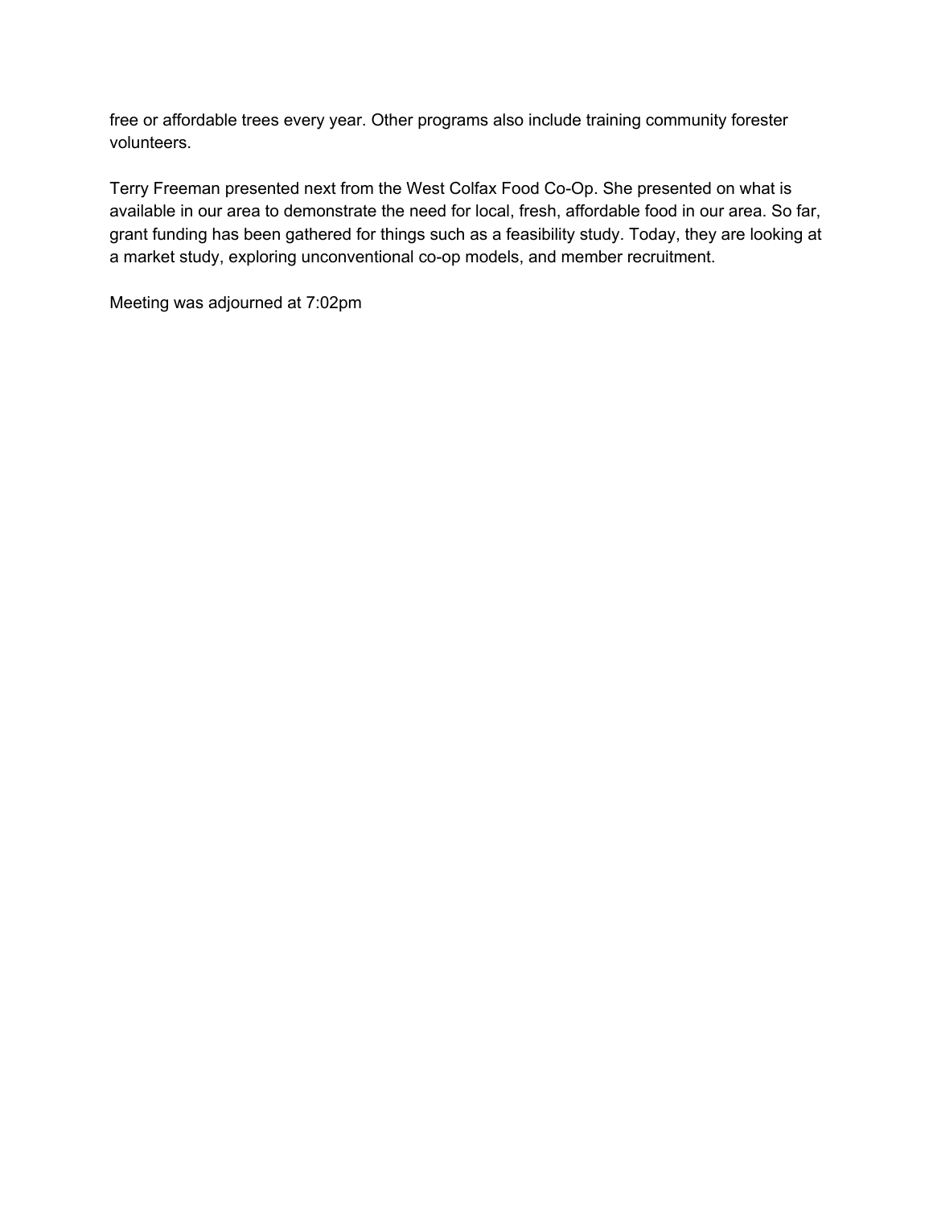free or affordable trees every year. Other programs also include training community forester volunteers.

Terry Freeman presented next from the West Colfax Food Co-Op. She presented on what is available in our area to demonstrate the need for local, fresh, affordable food in our area. So far, grant funding has been gathered for things such as a feasibility study. Today, they are looking at a market study, exploring unconventional co-op models, and member recruitment.

Meeting was adjourned at 7:02pm